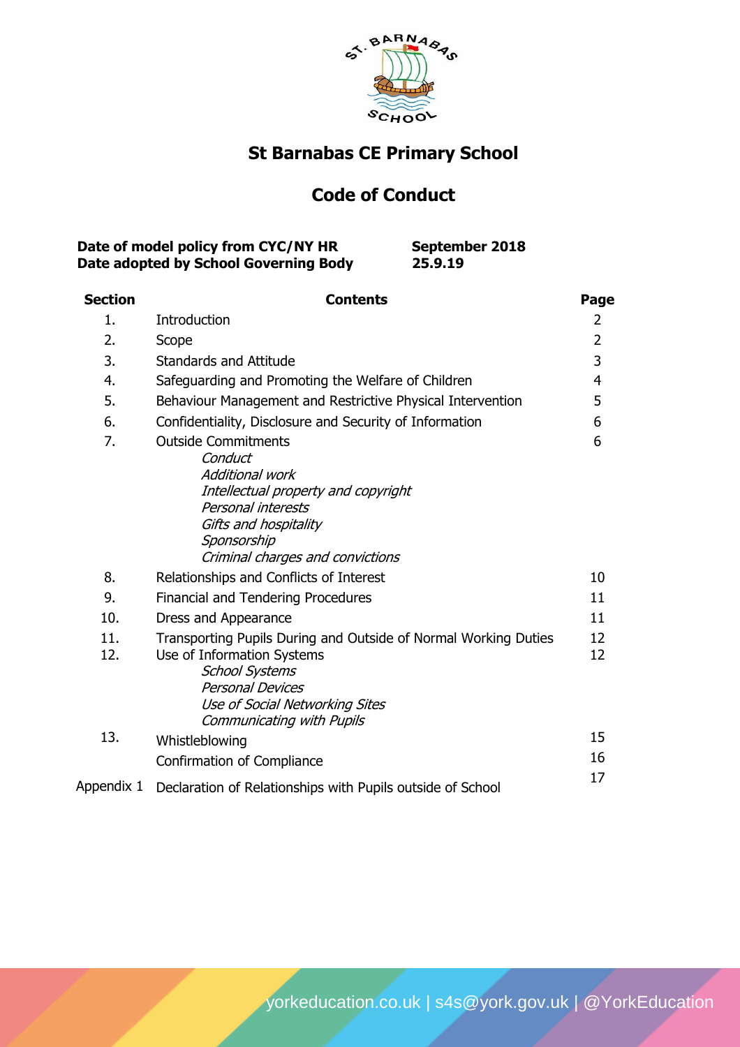# St Barnabas CE Primary School

## Code of Conduct

| | |
|---|---|
| **Date of model policy from CYC/NY HR** | **September 2018** |
| **Date adopted by School Governing Body** | **25.9.19** |

| Section | Contents | Page |
|---|---|---|
| 1. | Introduction | 2 |
| 2. | Scope | 2 |
| 3. | Standards and Attitude | 3 |
| 4. | Safeguarding and Promoting the Welfare of Children | 4 |
| 5. | Behaviour Management and Restrictive Physical Intervention | 5 |
| 6. | Confidentiality, Disclosure and Security of Information | 6 |
| 7. | Outside Commitments<br>*Conduct*<br>*Additional work*<br>*Intellectual property and copyright*<br>*Personal interests*<br>*Gifts and hospitality*<br>*Sponsorship*<br>*Criminal charges and convictions* | 6 |
| 8. | Relationships and Conflicts of Interest | 10 |
| 9. | Financial and Tendering Procedures | 11 |
| 10. | Dress and Appearance | 11 |
| 11. | Transporting Pupils During and Outside of Normal Working Duties | 12 |
| 12. | Use of Information Systems<br>*School Systems*<br>*Personal Devices*<br>*Use of Social Networking Sites*<br>*Communicating with Pupils* | 12 |
| 13. | Whistleblowing | 15 |
| | Confirmation of Compliance | 16 |
| Appendix 1 | Declaration of Relationships with Pupils outside of School | 17 |

yorkeducation.co.uk | s4s@york.gov.uk | @YorkEducation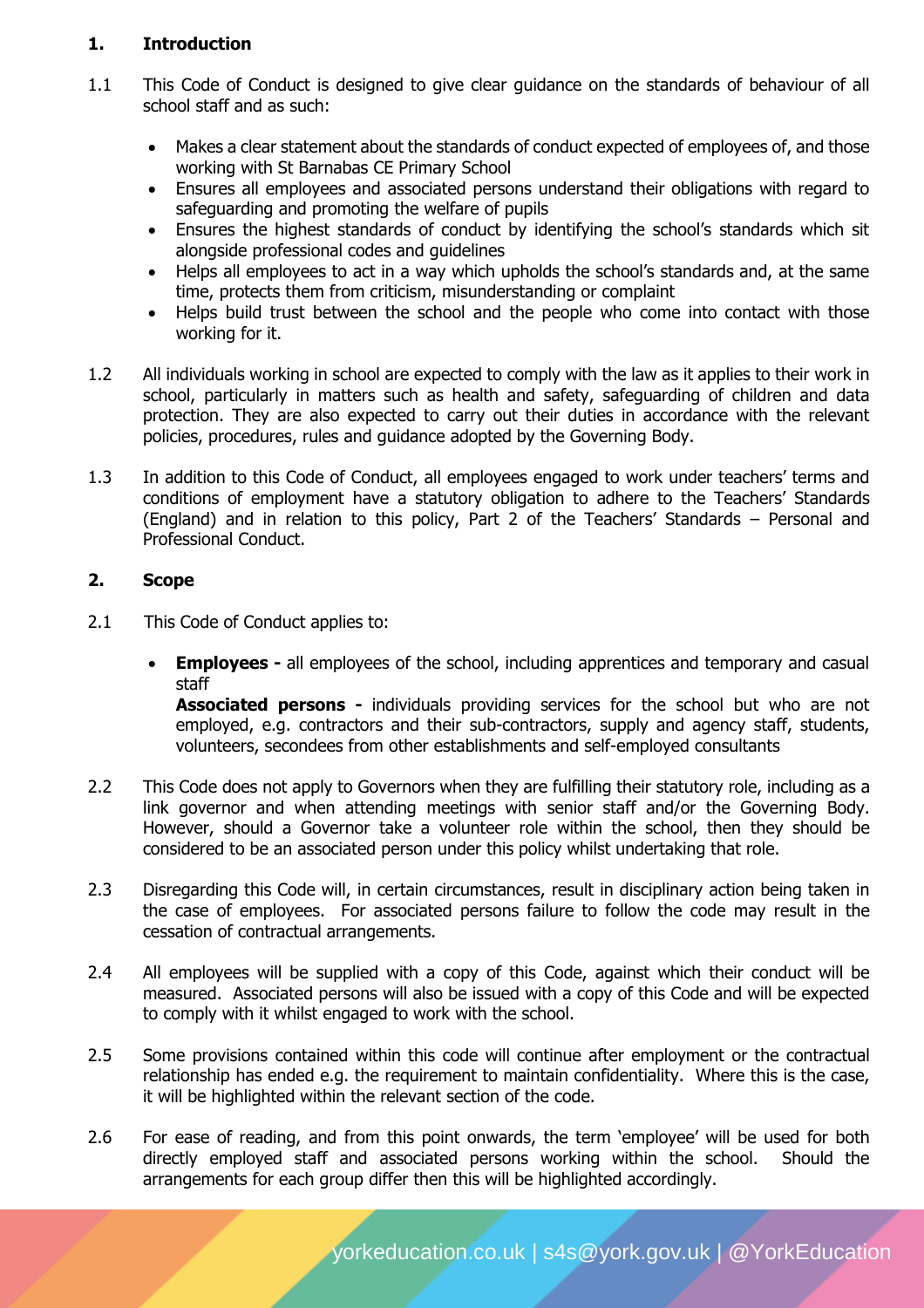## 1. Introduction

1.1 This Code of Conduct is designed to give clear guidance on the standards of behaviour of all school staff and as such:

- Makes a clear statement about the standards of conduct expected of employees of, and those working with St Barnabas CE Primary School
- Ensures all employees and associated persons understand their obligations with regard to safeguarding and promoting the welfare of pupils
- Ensures the highest standards of conduct by identifying the school's standards which sit alongside professional codes and guidelines
- Helps all employees to act in a way which upholds the school's standards and, at the same time, protects them from criticism, misunderstanding or complaint
- Helps build trust between the school and the people who come into contact with those working for it.

1.2 All individuals working in school are expected to comply with the law as it applies to their work in school, particularly in matters such as health and safety, safeguarding of children and data protection. They are also expected to carry out their duties in accordance with the relevant policies, procedures, rules and guidance adopted by the Governing Body.

1.3 In addition to this Code of Conduct, all employees engaged to work under teachers' terms and conditions of employment have a statutory obligation to adhere to the Teachers' Standards (England) and in relation to this policy, Part 2 of the Teachers' Standards – Personal and Professional Conduct.

## 2. Scope

2.1 This Code of Conduct applies to:

- **Employees -** all employees of the school, including apprentices and temporary and casual staff
  **Associated persons -** individuals providing services for the school but who are not employed, e.g. contractors and their sub-contractors, supply and agency staff, students, volunteers, secondees from other establishments and self-employed consultants

2.2 This Code does not apply to Governors when they are fulfilling their statutory role, including as a link governor and when attending meetings with senior staff and/or the Governing Body. However, should a Governor take a volunteer role within the school, then they should be considered to be an associated person under this policy whilst undertaking that role.

2.3 Disregarding this Code will, in certain circumstances, result in disciplinary action being taken in the case of employees. For associated persons failure to follow the code may result in the cessation of contractual arrangements.

2.4 All employees will be supplied with a copy of this Code, against which their conduct will be measured. Associated persons will also be issued with a copy of this Code and will be expected to comply with it whilst engaged to work with the school.

2.5 Some provisions contained within this code will continue after employment or the contractual relationship has ended e.g. the requirement to maintain confidentiality. Where this is the case, it will be highlighted within the relevant section of the code.

2.6 For ease of reading, and from this point onwards, the term 'employee' will be used for both directly employed staff and associated persons working within the school. Should the arrangements for each group differ then this will be highlighted accordingly.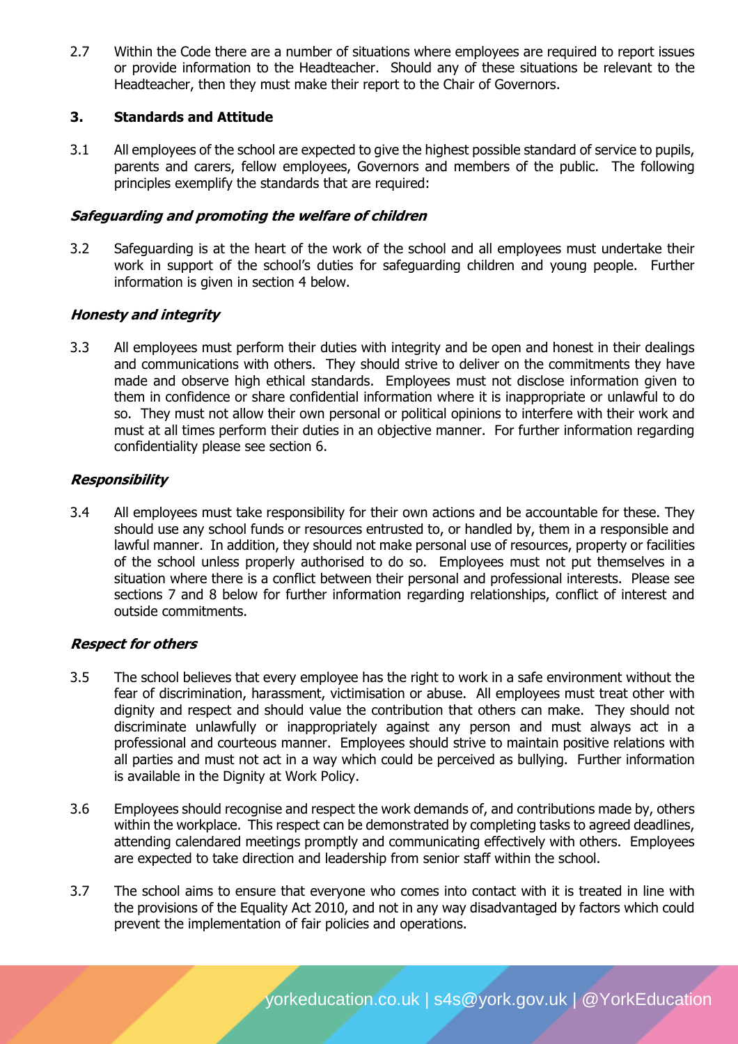2.7 Within the Code there are a number of situations where employees are required to report issues or provide information to the Headteacher. Should any of these situations be relevant to the Headteacher, then they must make their report to the Chair of Governors.

## 3. Standards and Attitude

3.1 All employees of the school are expected to give the highest possible standard of service to pupils, parents and carers, fellow employees, Governors and members of the public. The following principles exemplify the standards that are required:

***Safeguarding and promoting the welfare of children***

3.2 Safeguarding is at the heart of the work of the school and all employees must undertake their work in support of the school's duties for safeguarding children and young people. Further information is given in section 4 below.

***Honesty and integrity***

3.3 All employees must perform their duties with integrity and be open and honest in their dealings and communications with others. They should strive to deliver on the commitments they have made and observe high ethical standards. Employees must not disclose information given to them in confidence or share confidential information where it is inappropriate or unlawful to do so. They must not allow their own personal or political opinions to interfere with their work and must at all times perform their duties in an objective manner. For further information regarding confidentiality please see section 6.

***Responsibility***

3.4 All employees must take responsibility for their own actions and be accountable for these. They should use any school funds or resources entrusted to, or handled by, them in a responsible and lawful manner. In addition, they should not make personal use of resources, property or facilities of the school unless properly authorised to do so. Employees must not put themselves in a situation where there is a conflict between their personal and professional interests. Please see sections 7 and 8 below for further information regarding relationships, conflict of interest and outside commitments.

***Respect for others***

3.5 The school believes that every employee has the right to work in a safe environment without the fear of discrimination, harassment, victimisation or abuse. All employees must treat other with dignity and respect and should value the contribution that others can make. They should not discriminate unlawfully or inappropriately against any person and must always act in a professional and courteous manner. Employees should strive to maintain positive relations with all parties and must not act in a way which could be perceived as bullying. Further information is available in the Dignity at Work Policy.

3.6 Employees should recognise and respect the work demands of, and contributions made by, others within the workplace. This respect can be demonstrated by completing tasks to agreed deadlines, attending calendared meetings promptly and communicating effectively with others. Employees are expected to take direction and leadership from senior staff within the school.

3.7 The school aims to ensure that everyone who comes into contact with it is treated in line with the provisions of the Equality Act 2010, and not in any way disadvantaged by factors which could prevent the implementation of fair policies and operations.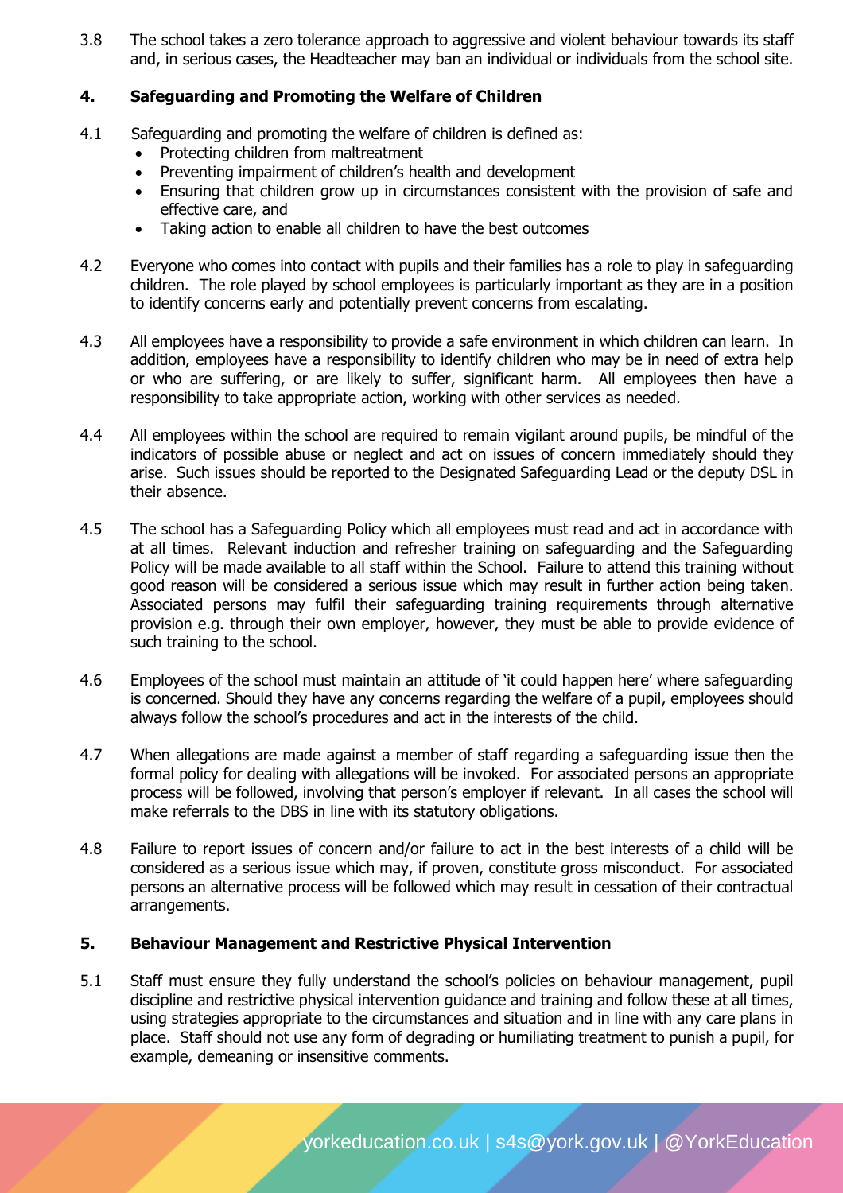3.8 The school takes a zero tolerance approach to aggressive and violent behaviour towards its staff and, in serious cases, the Headteacher may ban an individual or individuals from the school site.

## 4. Safeguarding and Promoting the Welfare of Children

4.1 Safeguarding and promoting the welfare of children is defined as:

- Protecting children from maltreatment
- Preventing impairment of children's health and development
- Ensuring that children grow up in circumstances consistent with the provision of safe and effective care, and
- Taking action to enable all children to have the best outcomes

4.2 Everyone who comes into contact with pupils and their families has a role to play in safeguarding children. The role played by school employees is particularly important as they are in a position to identify concerns early and potentially prevent concerns from escalating.

4.3 All employees have a responsibility to provide a safe environment in which children can learn. In addition, employees have a responsibility to identify children who may be in need of extra help or who are suffering, or are likely to suffer, significant harm. All employees then have a responsibility to take appropriate action, working with other services as needed.

4.4 All employees within the school are required to remain vigilant around pupils, be mindful of the indicators of possible abuse or neglect and act on issues of concern immediately should they arise. Such issues should be reported to the Designated Safeguarding Lead or the deputy DSL in their absence.

4.5 The school has a Safeguarding Policy which all employees must read and act in accordance with at all times. Relevant induction and refresher training on safeguarding and the Safeguarding Policy will be made available to all staff within the School. Failure to attend this training without good reason will be considered a serious issue which may result in further action being taken. Associated persons may fulfil their safeguarding training requirements through alternative provision e.g. through their own employer, however, they must be able to provide evidence of such training to the school.

4.6 Employees of the school must maintain an attitude of 'it could happen here' where safeguarding is concerned. Should they have any concerns regarding the welfare of a pupil, employees should always follow the school's procedures and act in the interests of the child.

4.7 When allegations are made against a member of staff regarding a safeguarding issue then the formal policy for dealing with allegations will be invoked. For associated persons an appropriate process will be followed, involving that person's employer if relevant. In all cases the school will make referrals to the DBS in line with its statutory obligations.

4.8 Failure to report issues of concern and/or failure to act in the best interests of a child will be considered as a serious issue which may, if proven, constitute gross misconduct. For associated persons an alternative process will be followed which may result in cessation of their contractual arrangements.

## 5. Behaviour Management and Restrictive Physical Intervention

5.1 Staff must ensure they fully understand the school's policies on behaviour management, pupil discipline and restrictive physical intervention guidance and training and follow these at all times, using strategies appropriate to the circumstances and situation and in line with any care plans in place. Staff should not use any form of degrading or humiliating treatment to punish a pupil, for example, demeaning or insensitive comments.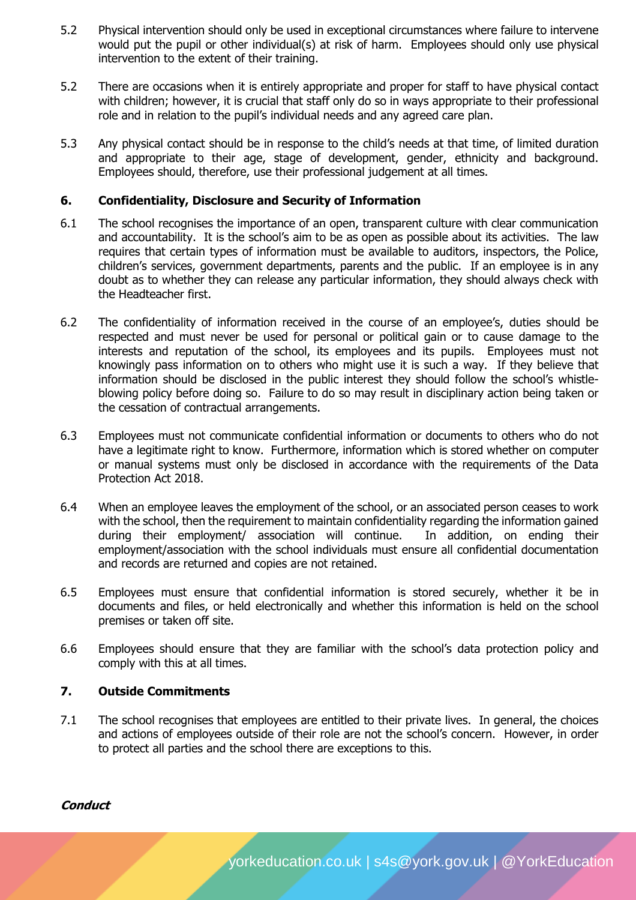5.2 Physical intervention should only be used in exceptional circumstances where failure to intervene would put the pupil or other individual(s) at risk of harm. Employees should only use physical intervention to the extent of their training.

5.2 There are occasions when it is entirely appropriate and proper for staff to have physical contact with children; however, it is crucial that staff only do so in ways appropriate to their professional role and in relation to the pupil's individual needs and any agreed care plan.

5.3 Any physical contact should be in response to the child's needs at that time, of limited duration and appropriate to their age, stage of development, gender, ethnicity and background. Employees should, therefore, use their professional judgement at all times.

## 6. Confidentiality, Disclosure and Security of Information

6.1 The school recognises the importance of an open, transparent culture with clear communication and accountability. It is the school's aim to be as open as possible about its activities. The law requires that certain types of information must be available to auditors, inspectors, the Police, children's services, government departments, parents and the public. If an employee is in any doubt as to whether they can release any particular information, they should always check with the Headteacher first.

6.2 The confidentiality of information received in the course of an employee's, duties should be respected and must never be used for personal or political gain or to cause damage to the interests and reputation of the school, its employees and its pupils. Employees must not knowingly pass information on to others who might use it is such a way. If they believe that information should be disclosed in the public interest they should follow the school's whistle-blowing policy before doing so. Failure to do so may result in disciplinary action being taken or the cessation of contractual arrangements.

6.3 Employees must not communicate confidential information or documents to others who do not have a legitimate right to know. Furthermore, information which is stored whether on computer or manual systems must only be disclosed in accordance with the requirements of the Data Protection Act 2018.

6.4 When an employee leaves the employment of the school, or an associated person ceases to work with the school, then the requirement to maintain confidentiality regarding the information gained during their employment/ association will continue. In addition, on ending their employment/association with the school individuals must ensure all confidential documentation and records are returned and copies are not retained.

6.5 Employees must ensure that confidential information is stored securely, whether it be in documents and files, or held electronically and whether this information is held on the school premises or taken off site.

6.6 Employees should ensure that they are familiar with the school's data protection policy and comply with this at all times.

## 7. Outside Commitments

7.1 The school recognises that employees are entitled to their private lives. In general, the choices and actions of employees outside of their role are not the school's concern. However, in order to protect all parties and the school there are exceptions to this.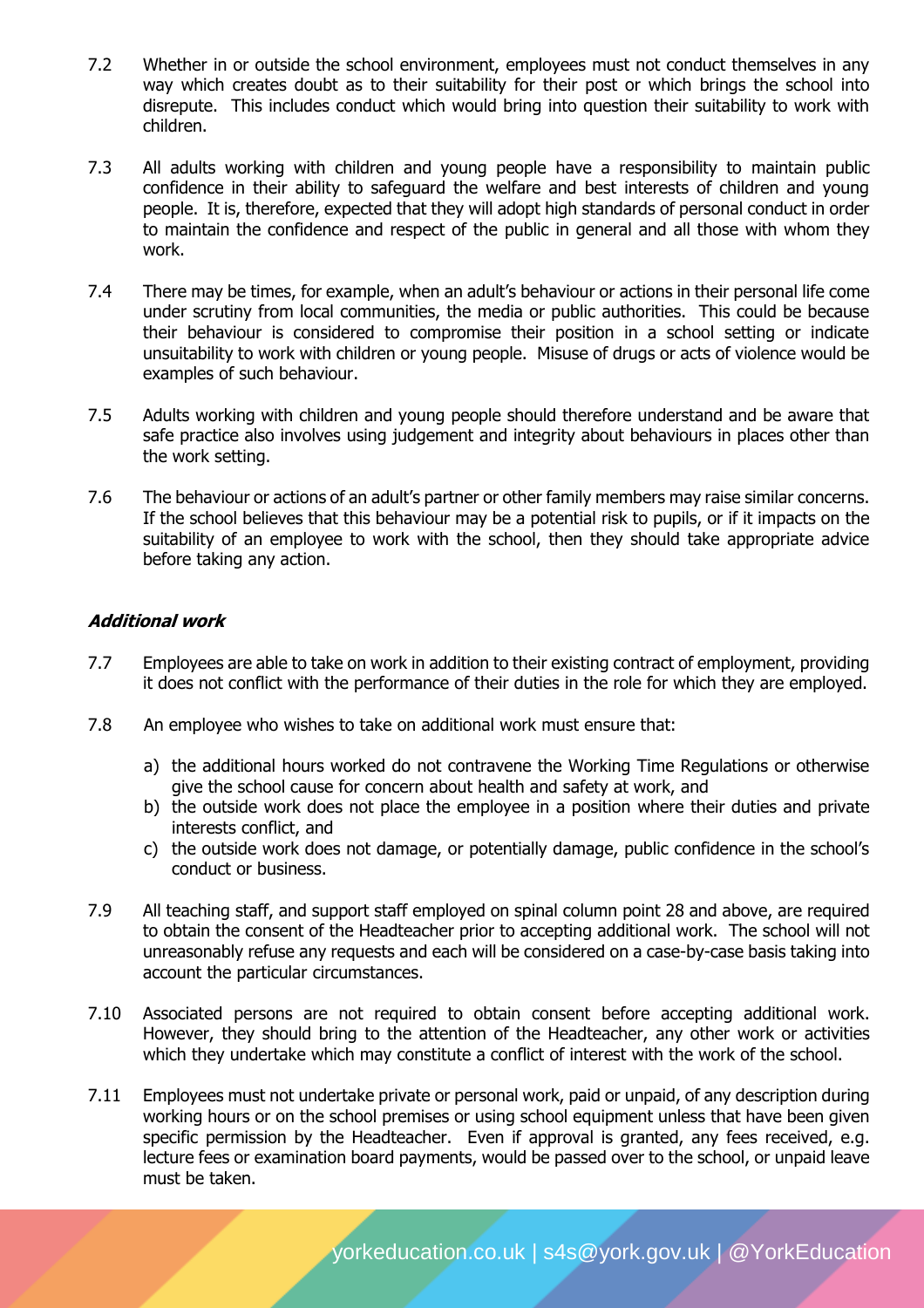7.2 Whether in or outside the school environment, employees must not conduct themselves in any way which creates doubt as to their suitability for their post or which brings the school into disrepute. This includes conduct which would bring into question their suitability to work with children.

7.3 All adults working with children and young people have a responsibility to maintain public confidence in their ability to safeguard the welfare and best interests of children and young people. It is, therefore, expected that they will adopt high standards of personal conduct in order to maintain the confidence and respect of the public in general and all those with whom they work.

7.4 There may be times, for example, when an adult's behaviour or actions in their personal life come under scrutiny from local communities, the media or public authorities. This could be because their behaviour is considered to compromise their position in a school setting or indicate unsuitability to work with children or young people. Misuse of drugs or acts of violence would be examples of such behaviour.

7.5 Adults working with children and young people should therefore understand and be aware that safe practice also involves using judgement and integrity about behaviours in places other than the work setting.

7.6 The behaviour or actions of an adult's partner or other family members may raise similar concerns. If the school believes that this behaviour may be a potential risk to pupils, or if it impacts on the suitability of an employee to work with the school, then they should take appropriate advice before taking any action.

***Additional work***

7.7 Employees are able to take on work in addition to their existing contract of employment, providing it does not conflict with the performance of their duties in the role for which they are employed.

7.8 An employee who wishes to take on additional work must ensure that:

a) the additional hours worked do not contravene the Working Time Regulations or otherwise give the school cause for concern about health and safety at work, and
b) the outside work does not place the employee in a position where their duties and private interests conflict, and
c) the outside work does not damage, or potentially damage, public confidence in the school's conduct or business.

7.9 All teaching staff, and support staff employed on spinal column point 28 and above, are required to obtain the consent of the Headteacher prior to accepting additional work. The school will not unreasonably refuse any requests and each will be considered on a case-by-case basis taking into account the particular circumstances.

7.10 Associated persons are not required to obtain consent before accepting additional work. However, they should bring to the attention of the Headteacher, any other work or activities which they undertake which may constitute a conflict of interest with the work of the school.

7.11 Employees must not undertake private or personal work, paid or unpaid, of any description during working hours or on the school premises or using school equipment unless that have been given specific permission by the Headteacher. Even if approval is granted, any fees received, e.g. lecture fees or examination board payments, would be passed over to the school, or unpaid leave must be taken.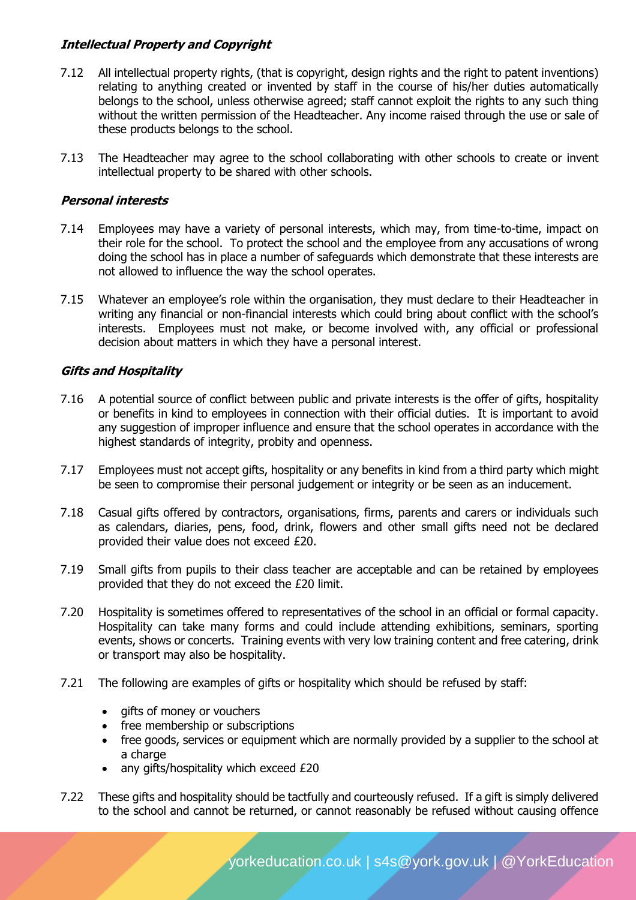***Intellectual Property and Copyright***

7.12 All intellectual property rights, (that is copyright, design rights and the right to patent inventions) relating to anything created or invented by staff in the course of his/her duties automatically belongs to the school, unless otherwise agreed; staff cannot exploit the rights to any such thing without the written permission of the Headteacher. Any income raised through the use or sale of these products belongs to the school.

7.13 The Headteacher may agree to the school collaborating with other schools to create or invent intellectual property to be shared with other schools.

***Personal interests***

7.14 Employees may have a variety of personal interests, which may, from time-to-time, impact on their role for the school. To protect the school and the employee from any accusations of wrong doing the school has in place a number of safeguards which demonstrate that these interests are not allowed to influence the way the school operates.

7.15 Whatever an employee's role within the organisation, they must declare to their Headteacher in writing any financial or non-financial interests which could bring about conflict with the school's interests. Employees must not make, or become involved with, any official or professional decision about matters in which they have a personal interest.

***Gifts and Hospitality***

7.16 A potential source of conflict between public and private interests is the offer of gifts, hospitality or benefits in kind to employees in connection with their official duties. It is important to avoid any suggestion of improper influence and ensure that the school operates in accordance with the highest standards of integrity, probity and openness.

7.17 Employees must not accept gifts, hospitality or any benefits in kind from a third party which might be seen to compromise their personal judgement or integrity or be seen as an inducement.

7.18 Casual gifts offered by contractors, organisations, firms, parents and carers or individuals such as calendars, diaries, pens, food, drink, flowers and other small gifts need not be declared provided their value does not exceed £20.

7.19 Small gifts from pupils to their class teacher are acceptable and can be retained by employees provided that they do not exceed the £20 limit.

7.20 Hospitality is sometimes offered to representatives of the school in an official or formal capacity. Hospitality can take many forms and could include attending exhibitions, seminars, sporting events, shows or concerts. Training events with very low training content and free catering, drink or transport may also be hospitality.

7.21 The following are examples of gifts or hospitality which should be refused by staff:

- gifts of money or vouchers
- free membership or subscriptions
- free goods, services or equipment which are normally provided by a supplier to the school at a charge
- any gifts/hospitality which exceed £20

7.22 These gifts and hospitality should be tactfully and courteously refused. If a gift is simply delivered to the school and cannot be returned, or cannot reasonably be refused without causing offence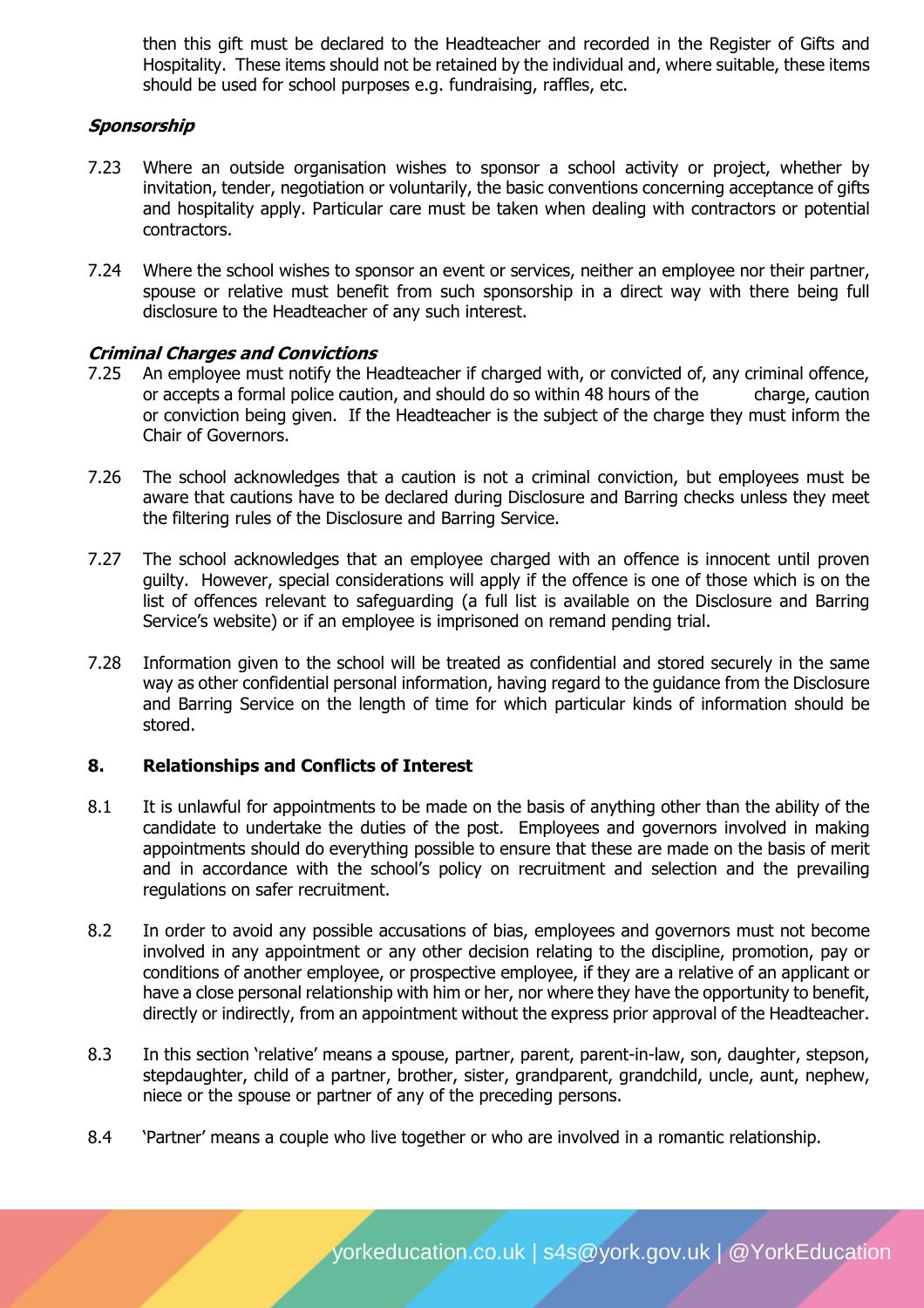then this gift must be declared to the Headteacher and recorded in the Register of Gifts and Hospitality. These items should not be retained by the individual and, where suitable, these items should be used for school purposes e.g. fundraising, raffles, etc.

***Sponsorship***

7.23 Where an outside organisation wishes to sponsor a school activity or project, whether by invitation, tender, negotiation or voluntarily, the basic conventions concerning acceptance of gifts and hospitality apply. Particular care must be taken when dealing with contractors or potential contractors.

7.24 Where the school wishes to sponsor an event or services, neither an employee nor their partner, spouse or relative must benefit from such sponsorship in a direct way with there being full disclosure to the Headteacher of any such interest.

***Criminal Charges and Convictions***

7.25 An employee must notify the Headteacher if charged with, or convicted of, any criminal offence, or accepts a formal police caution, and should do so within 48 hours of the charge, caution or conviction being given. If the Headteacher is the subject of the charge they must inform the Chair of Governors.

7.26 The school acknowledges that a caution is not a criminal conviction, but employees must be aware that cautions have to be declared during Disclosure and Barring checks unless they meet the filtering rules of the Disclosure and Barring Service.

7.27 The school acknowledges that an employee charged with an offence is innocent until proven guilty. However, special considerations will apply if the offence is one of those which is on the list of offences relevant to safeguarding (a full list is available on the Disclosure and Barring Service's website) or if an employee is imprisoned on remand pending trial.

7.28 Information given to the school will be treated as confidential and stored securely in the same way as other confidential personal information, having regard to the guidance from the Disclosure and Barring Service on the length of time for which particular kinds of information should be stored.

## 8. Relationships and Conflicts of Interest

8.1 It is unlawful for appointments to be made on the basis of anything other than the ability of the candidate to undertake the duties of the post. Employees and governors involved in making appointments should do everything possible to ensure that these are made on the basis of merit and in accordance with the school's policy on recruitment and selection and the prevailing regulations on safer recruitment.

8.2 In order to avoid any possible accusations of bias, employees and governors must not become involved in any appointment or any other decision relating to the discipline, promotion, pay or conditions of another employee, or prospective employee, if they are a relative of an applicant or have a close personal relationship with him or her, nor where they have the opportunity to benefit, directly or indirectly, from an appointment without the express prior approval of the Headteacher.

8.3 In this section 'relative' means a spouse, partner, parent, parent-in-law, son, daughter, stepson, stepdaughter, child of a partner, brother, sister, grandparent, grandchild, uncle, aunt, nephew, niece or the spouse or partner of any of the preceding persons.

8.4 'Partner' means a couple who live together or who are involved in a romantic relationship.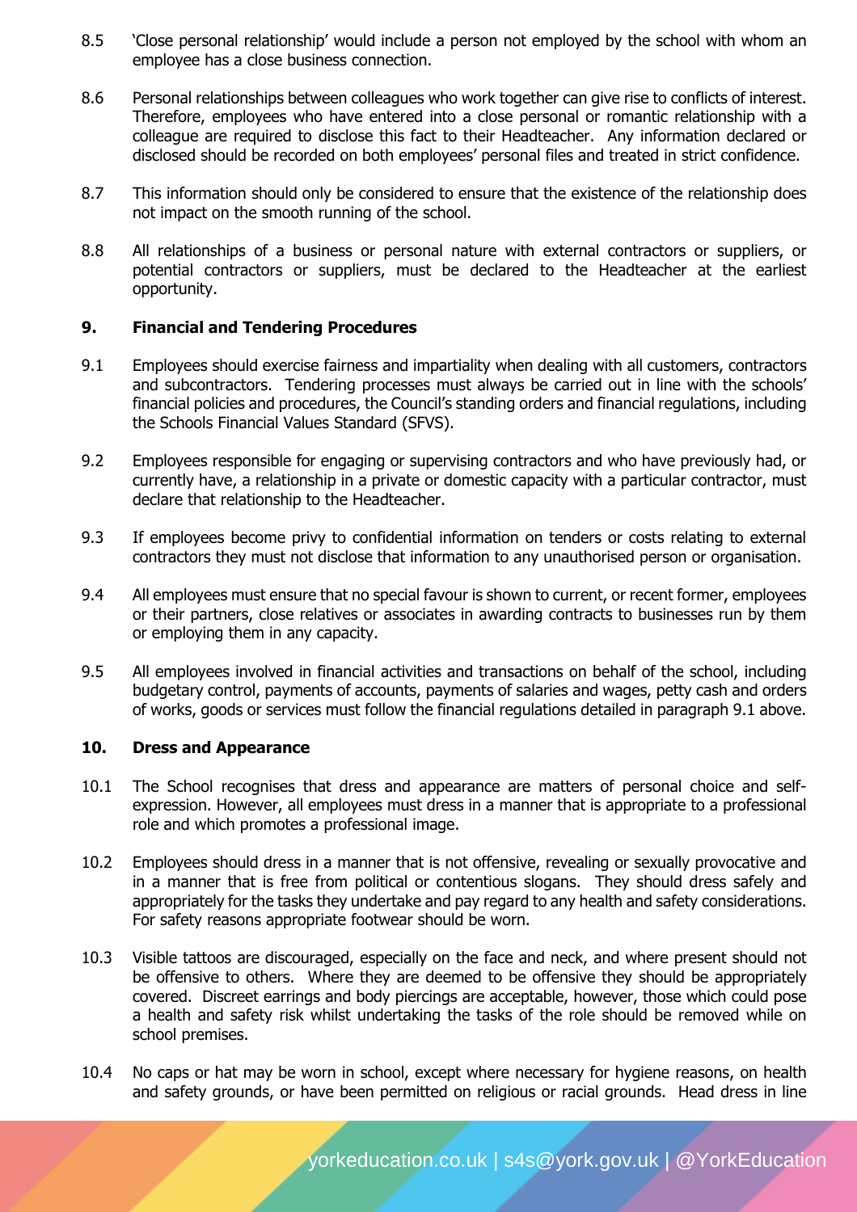8.5 'Close personal relationship' would include a person not employed by the school with whom an employee has a close business connection.

8.6 Personal relationships between colleagues who work together can give rise to conflicts of interest. Therefore, employees who have entered into a close personal or romantic relationship with a colleague are required to disclose this fact to their Headteacher. Any information declared or disclosed should be recorded on both employees' personal files and treated in strict confidence.

8.7 This information should only be considered to ensure that the existence of the relationship does not impact on the smooth running of the school.

8.8 All relationships of a business or personal nature with external contractors or suppliers, or potential contractors or suppliers, must be declared to the Headteacher at the earliest opportunity.

## 9. Financial and Tendering Procedures

9.1 Employees should exercise fairness and impartiality when dealing with all customers, contractors and subcontractors. Tendering processes must always be carried out in line with the schools' financial policies and procedures, the Council's standing orders and financial regulations, including the Schools Financial Values Standard (SFVS).

9.2 Employees responsible for engaging or supervising contractors and who have previously had, or currently have, a relationship in a private or domestic capacity with a particular contractor, must declare that relationship to the Headteacher.

9.3 If employees become privy to confidential information on tenders or costs relating to external contractors they must not disclose that information to any unauthorised person or organisation.

9.4 All employees must ensure that no special favour is shown to current, or recent former, employees or their partners, close relatives or associates in awarding contracts to businesses run by them or employing them in any capacity.

9.5 All employees involved in financial activities and transactions on behalf of the school, including budgetary control, payments of accounts, payments of salaries and wages, petty cash and orders of works, goods or services must follow the financial regulations detailed in paragraph 9.1 above.

## 10. Dress and Appearance

10.1 The School recognises that dress and appearance are matters of personal choice and self-expression. However, all employees must dress in a manner that is appropriate to a professional role and which promotes a professional image.

10.2 Employees should dress in a manner that is not offensive, revealing or sexually provocative and in a manner that is free from political or contentious slogans. They should dress safely and appropriately for the tasks they undertake and pay regard to any health and safety considerations. For safety reasons appropriate footwear should be worn.

10.3 Visible tattoos are discouraged, especially on the face and neck, and where present should not be offensive to others. Where they are deemed to be offensive they should be appropriately covered. Discreet earrings and body piercings are acceptable, however, those which could pose a health and safety risk whilst undertaking the tasks of the role should be removed while on school premises.

10.4 No caps or hat may be worn in school, except where necessary for hygiene reasons, on health and safety grounds, or have been permitted on religious or racial grounds. Head dress in line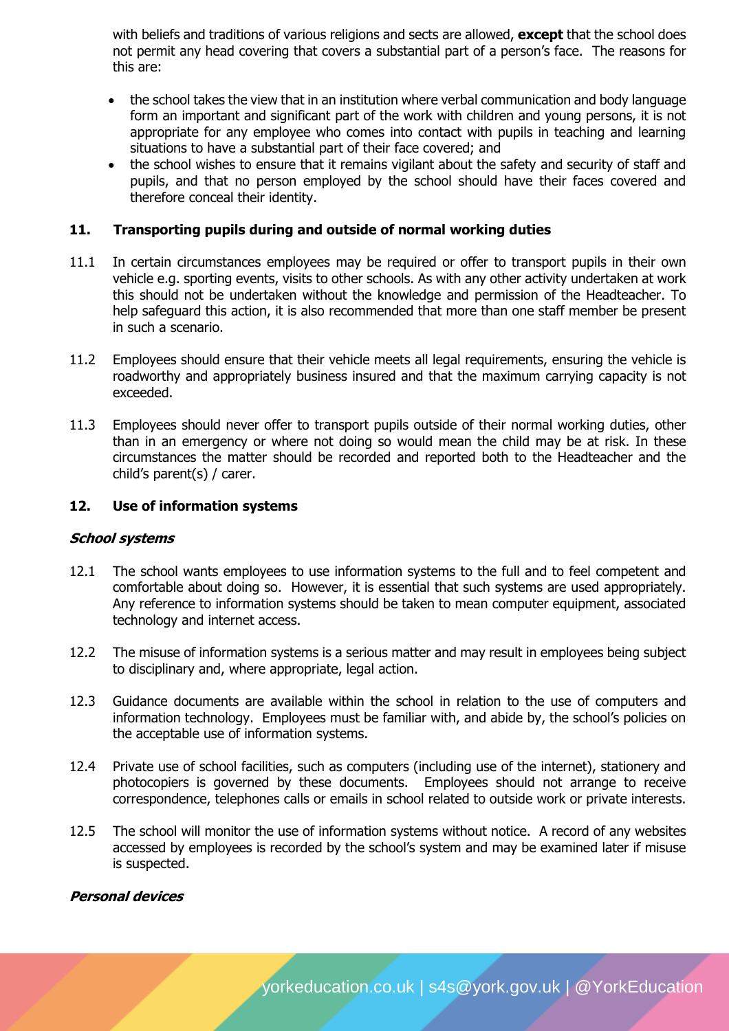with beliefs and traditions of various religions and sects are allowed, **except** that the school does not permit any head covering that covers a substantial part of a person's face. The reasons for this are:

- the school takes the view that in an institution where verbal communication and body language form an important and significant part of the work with children and young persons, it is not appropriate for any employee who comes into contact with pupils in teaching and learning situations to have a substantial part of their face covered; and
- the school wishes to ensure that it remains vigilant about the safety and security of staff and pupils, and that no person employed by the school should have their faces covered and therefore conceal their identity.

## 11. Transporting pupils during and outside of normal working duties

11.1 In certain circumstances employees may be required or offer to transport pupils in their own vehicle e.g. sporting events, visits to other schools. As with any other activity undertaken at work this should not be undertaken without the knowledge and permission of the Headteacher. To help safeguard this action, it is also recommended that more than one staff member be present in such a scenario.

11.2 Employees should ensure that their vehicle meets all legal requirements, ensuring the vehicle is roadworthy and appropriately business insured and that the maximum carrying capacity is not exceeded.

11.3 Employees should never offer to transport pupils outside of their normal working duties, other than in an emergency or where not doing so would mean the child may be at risk. In these circumstances the matter should be recorded and reported both to the Headteacher and the child's parent(s) / carer.

## 12. Use of information systems

### *School systems*

12.1 The school wants employees to use information systems to the full and to feel competent and comfortable about doing so. However, it is essential that such systems are used appropriately. Any reference to information systems should be taken to mean computer equipment, associated technology and internet access.

12.2 The misuse of information systems is a serious matter and may result in employees being subject to disciplinary and, where appropriate, legal action.

12.3 Guidance documents are available within the school in relation to the use of computers and information technology. Employees must be familiar with, and abide by, the school's policies on the acceptable use of information systems.

12.4 Private use of school facilities, such as computers (including use of the internet), stationery and photocopiers is governed by these documents. Employees should not arrange to receive correspondence, telephones calls or emails in school related to outside work or private interests.

12.5 The school will monitor the use of information systems without notice. A record of any websites accessed by employees is recorded by the school's system and may be examined later if misuse is suspected.

### *Personal devices*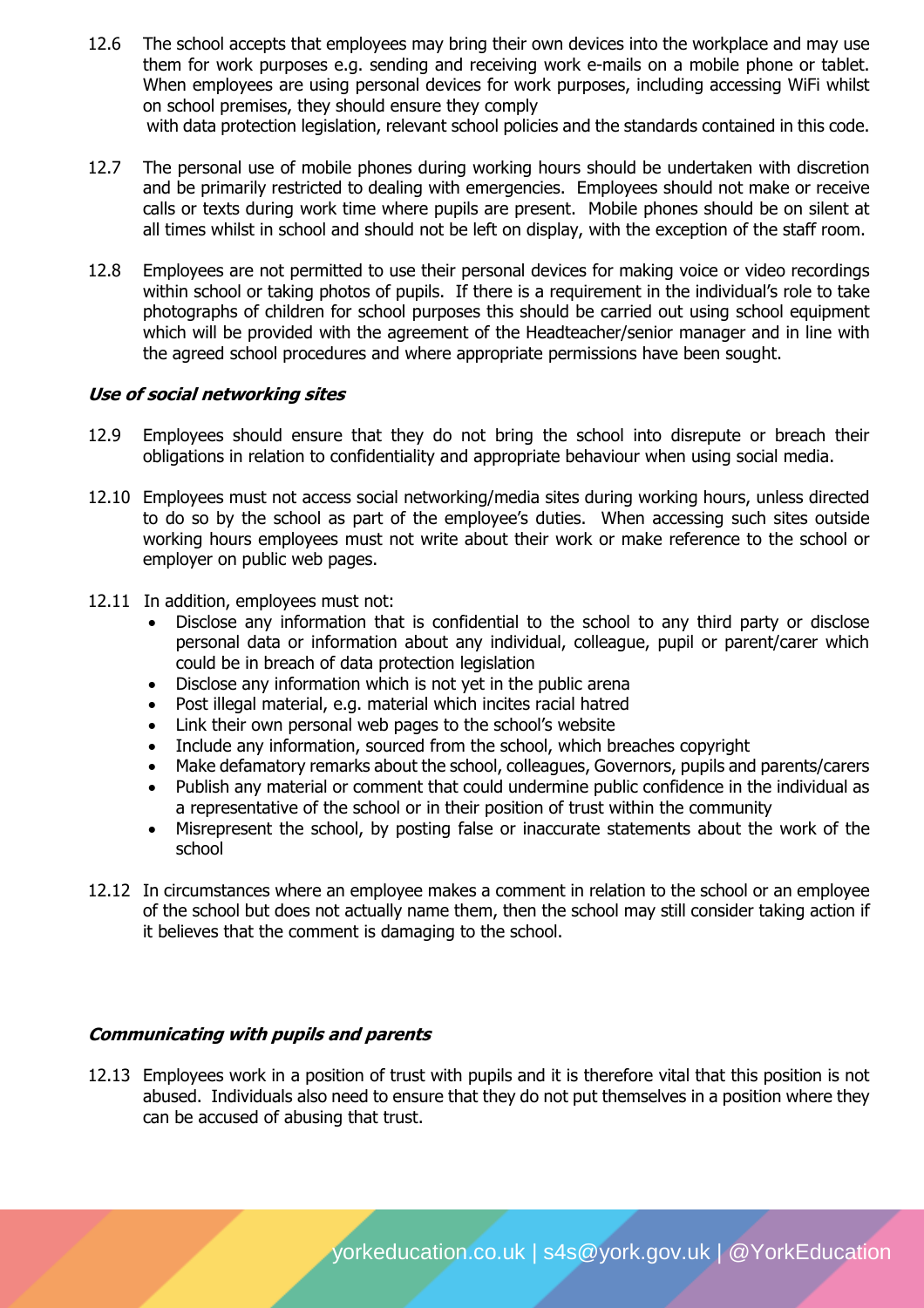12.6 The school accepts that employees may bring their own devices into the workplace and may use them for work purposes e.g. sending and receiving work e-mails on a mobile phone or tablet. When employees are using personal devices for work purposes, including accessing WiFi whilst on school premises, they should ensure they comply with data protection legislation, relevant school policies and the standards contained in this code.

12.7 The personal use of mobile phones during working hours should be undertaken with discretion and be primarily restricted to dealing with emergencies. Employees should not make or receive calls or texts during work time where pupils are present. Mobile phones should be on silent at all times whilst in school and should not be left on display, with the exception of the staff room.

12.8 Employees are not permitted to use their personal devices for making voice or video recordings within school or taking photos of pupils. If there is a requirement in the individual's role to take photographs of children for school purposes this should be carried out using school equipment which will be provided with the agreement of the Headteacher/senior manager and in line with the agreed school procedures and where appropriate permissions have been sought.

***Use of social networking sites***

12.9 Employees should ensure that they do not bring the school into disrepute or breach their obligations in relation to confidentiality and appropriate behaviour when using social media.

12.10 Employees must not access social networking/media sites during working hours, unless directed to do so by the school as part of the employee's duties. When accessing such sites outside working hours employees must not write about their work or make reference to the school or employer on public web pages.

12.11 In addition, employees must not:

- Disclose any information that is confidential to the school to any third party or disclose personal data or information about any individual, colleague, pupil or parent/carer which could be in breach of data protection legislation
- Disclose any information which is not yet in the public arena
- Post illegal material, e.g. material which incites racial hatred
- Link their own personal web pages to the school's website
- Include any information, sourced from the school, which breaches copyright
- Make defamatory remarks about the school, colleagues, Governors, pupils and parents/carers
- Publish any material or comment that could undermine public confidence in the individual as a representative of the school or in their position of trust within the community
- Misrepresent the school, by posting false or inaccurate statements about the work of the school

12.12 In circumstances where an employee makes a comment in relation to the school or an employee of the school but does not actually name them, then the school may still consider taking action if it believes that the comment is damaging to the school.

***Communicating with pupils and parents***

12.13 Employees work in a position of trust with pupils and it is therefore vital that this position is not abused. Individuals also need to ensure that they do not put themselves in a position where they can be accused of abusing that trust.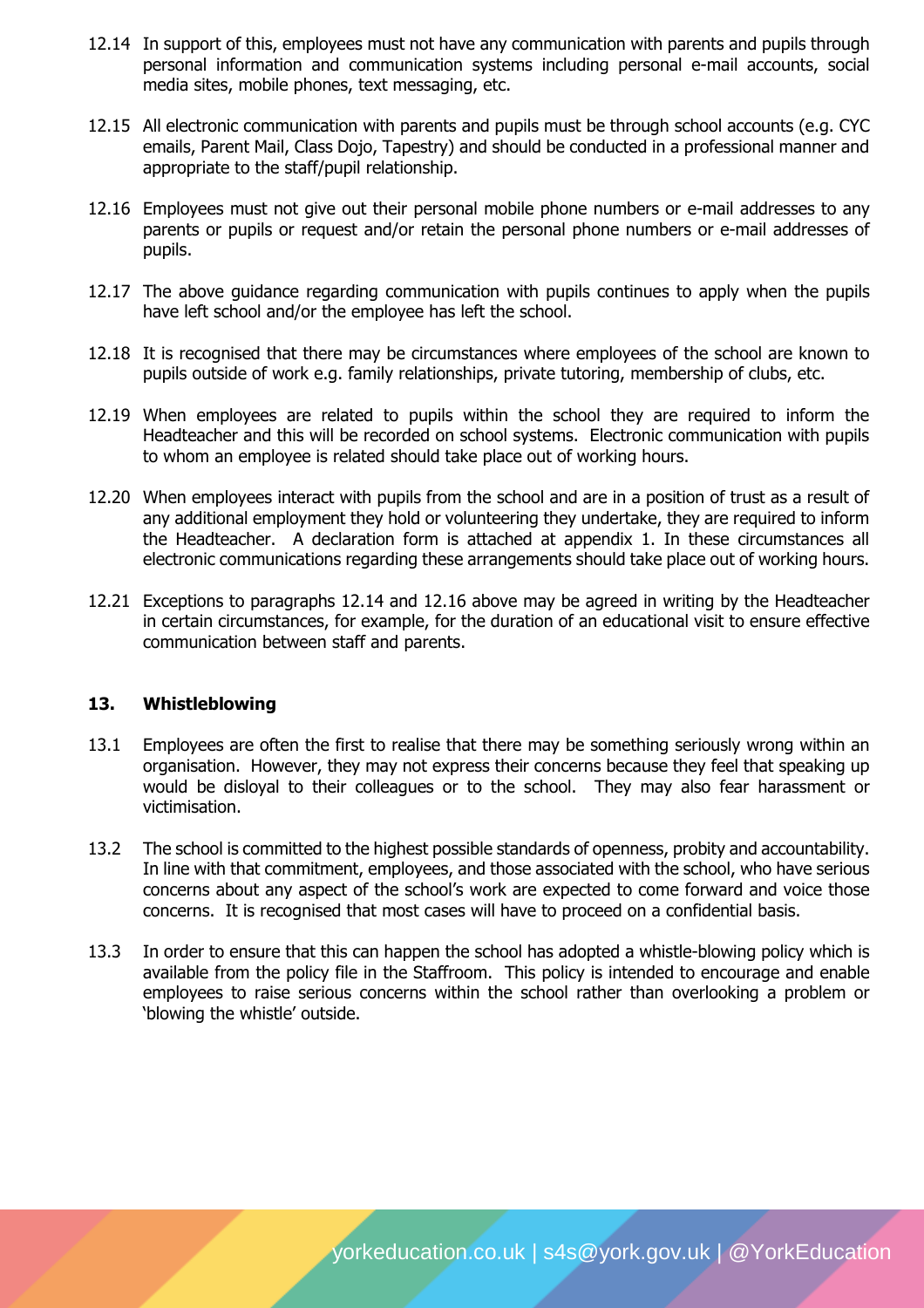12.14 In support of this, employees must not have any communication with parents and pupils through personal information and communication systems including personal e-mail accounts, social media sites, mobile phones, text messaging, etc.

12.15 All electronic communication with parents and pupils must be through school accounts (e.g. CYC emails, Parent Mail, Class Dojo, Tapestry) and should be conducted in a professional manner and appropriate to the staff/pupil relationship.

12.16 Employees must not give out their personal mobile phone numbers or e-mail addresses to any parents or pupils or request and/or retain the personal phone numbers or e-mail addresses of pupils.

12.17 The above guidance regarding communication with pupils continues to apply when the pupils have left school and/or the employee has left the school.

12.18 It is recognised that there may be circumstances where employees of the school are known to pupils outside of work e.g. family relationships, private tutoring, membership of clubs, etc.

12.19 When employees are related to pupils within the school they are required to inform the Headteacher and this will be recorded on school systems. Electronic communication with pupils to whom an employee is related should take place out of working hours.

12.20 When employees interact with pupils from the school and are in a position of trust as a result of any additional employment they hold or volunteering they undertake, they are required to inform the Headteacher. A declaration form is attached at appendix 1. In these circumstances all electronic communications regarding these arrangements should take place out of working hours.

12.21 Exceptions to paragraphs 12.14 and 12.16 above may be agreed in writing by the Headteacher in certain circumstances, for example, for the duration of an educational visit to ensure effective communication between staff and parents.

## 13. Whistleblowing

13.1 Employees are often the first to realise that there may be something seriously wrong within an organisation. However, they may not express their concerns because they feel that speaking up would be disloyal to their colleagues or to the school. They may also fear harassment or victimisation.

13.2 The school is committed to the highest possible standards of openness, probity and accountability. In line with that commitment, employees, and those associated with the school, who have serious concerns about any aspect of the school's work are expected to come forward and voice those concerns. It is recognised that most cases will have to proceed on a confidential basis.

13.3 In order to ensure that this can happen the school has adopted a whistle-blowing policy which is available from the policy file in the Staffroom. This policy is intended to encourage and enable employees to raise serious concerns within the school rather than overlooking a problem or 'blowing the whistle' outside.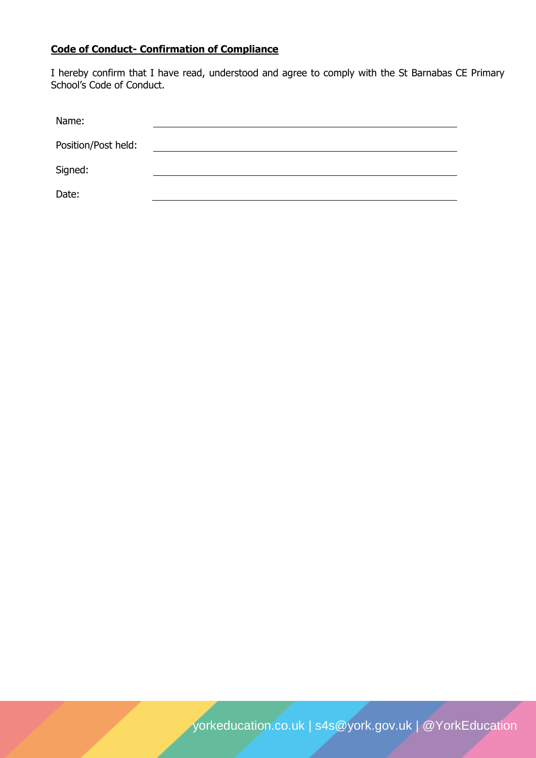**Code of Conduct- Confirmation of Compliance**

I hereby confirm that I have read, understood and agree to comply with the St Barnabas CE Primary School's Code of Conduct.

Name: ______________________________

Position/Post held: ______________________________

Signed: ______________________________

Date: ______________________________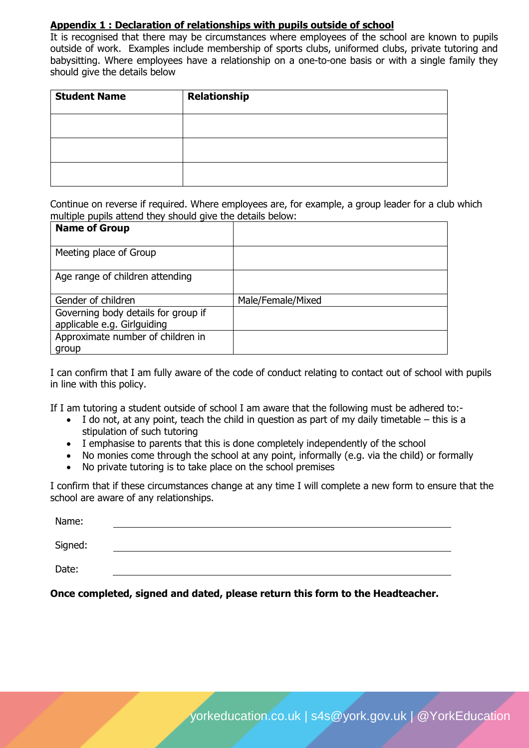## Appendix 1 : Declaration of relationships with pupils outside of school

It is recognised that there may be circumstances where employees of the school are known to pupils outside of work. Examples include membership of sports clubs, uniformed clubs, private tutoring and babysitting. Where employees have a relationship on a one-to-one basis or with a single family they should give the details below

| Student Name | Relationship |
|---|---|
| | |
| | |
| | |

Continue on reverse if required. Where employees are, for example, a group leader for a club which multiple pupils attend they should give the details below:

| **Name of Group** | |
|---|---|
| Meeting place of Group | |
| Age range of children attending | |
| Gender of children | Male/Female/Mixed |
| Governing body details for group if applicable e.g. Girlguiding | |
| Approximate number of children in group | |

I can confirm that I am fully aware of the code of conduct relating to contact out of school with pupils in line with this policy.

If I am tutoring a student outside of school I am aware that the following must be adhered to:-

- I do not, at any point, teach the child in question as part of my daily timetable – this is a stipulation of such tutoring
- I emphasise to parents that this is done completely independently of the school
- No monies come through the school at any point, informally (e.g. via the child) or formally
- No private tutoring is to take place on the school premises

I confirm that if these circumstances change at any time I will complete a new form to ensure that the school are aware of any relationships.

Name: ______________________________

Signed: ______________________________

Date: ______________________________

**Once completed, signed and dated, please return this form to the Headteacher.**